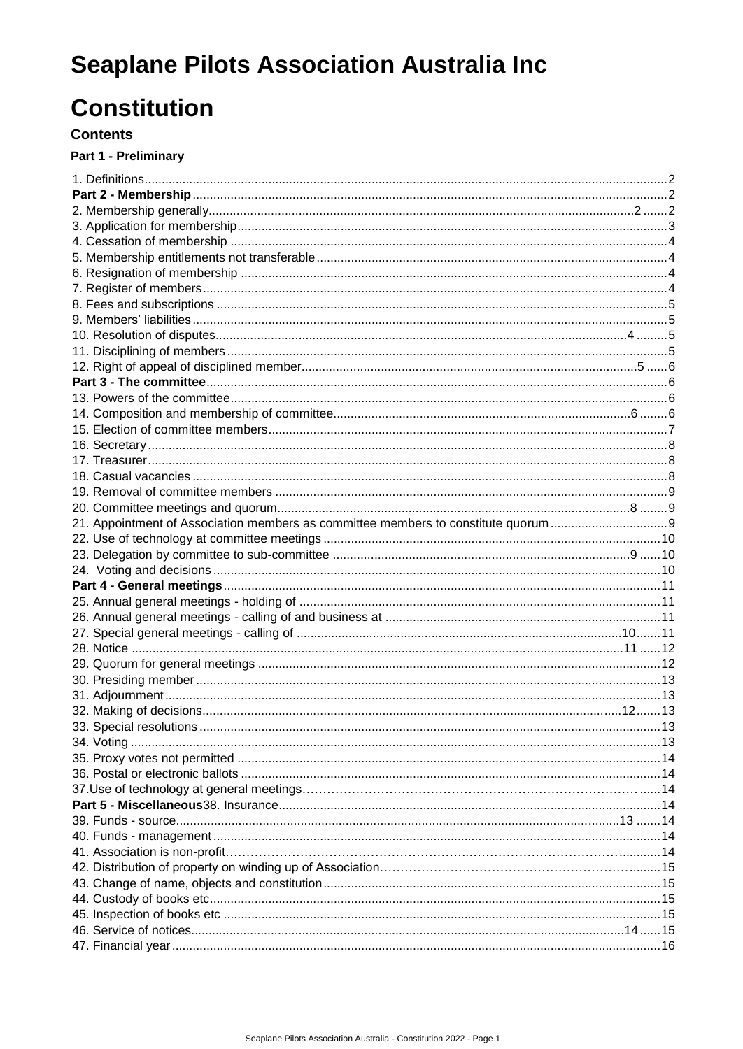# Seaplane Pilots Association Australia Inc

# Constitution

## Contents

### Part 1 - Preliminary

1. Definitions....2

**Part 2 - Membership**....2

2. Membership generally....2 ....2
3. Application for membership....3
4. Cessation of membership....4
5. Membership entitlements not transferable....4
6. Resignation of membership....4
7. Register of members....4
8. Fees and subscriptions....5
9. Members' liabilities....5
10. Resolution of disputes....4 ....5
11. Disciplining of members....5
12. Right of appeal of disciplined member....5 ....6

**Part 3 - The committee**....6

13. Powers of the committee....6
14. Composition and membership of committee....6 ....6
15. Election of committee members....7
16. Secretary....8
17. Treasurer....8
18. Casual vacancies....8
19. Removal of committee members....9
20. Committee meetings and quorum....8 ....9
21. Appointment of Association members as committee members to constitute quorum....9
22. Use of technology at committee meetings....10
23. Delegation by committee to sub-committee....9 ....10
24. Voting and decisions....10

**Part 4 - General meetings**....11

25. Annual general meetings - holding of....11
26. Annual general meetings - calling of and business at....11
27. Special general meetings - calling of....10....11
28. Notice....11 ....12
29. Quorum for general meetings....12
30. Presiding member....13
31. Adjournment....13
32. Making of decisions....12....13
33. Special resolutions....13
34. Voting....13
35. Proxy votes not permitted....14
36. Postal or electronic ballots....14
37. Use of technology at general meetings....14

**Part 5 - Miscellaneous** 38. Insurance....14

39. Funds - source....13 ....14
40. Funds - management....14
41. Association is non-profit....14
42. Distribution of property on winding up of Association....15
43. Change of name, objects and constitution....15
44. Custody of books etc....15
45. Inspection of books etc....15
46. Service of notices....14 ....15
47. Financial year....16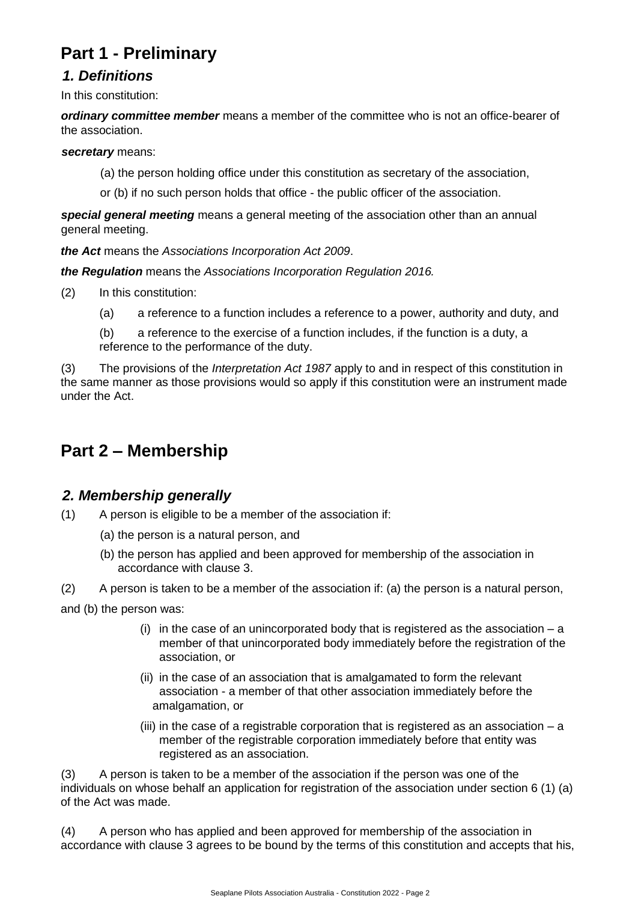# Part 1 - Preliminary

## *1. Definitions*

In this constitution:

***ordinary committee member*** means a member of the committee who is not an office-bearer of the association.

***secretary*** means:

(a) the person holding office under this constitution as secretary of the association,

or (b) if no such person holds that office - the public officer of the association.

***special general meeting*** means a general meeting of the association other than an annual general meeting.

***the Act*** means the *Associations Incorporation Act 2009*.

***the Regulation*** means the *Associations Incorporation Regulation 2016.*

(2) In this constitution:

(a) a reference to a function includes a reference to a power, authority and duty, and

(b) a reference to the exercise of a function includes, if the function is a duty, a reference to the performance of the duty.

(3) The provisions of the *Interpretation Act 1987* apply to and in respect of this constitution in the same manner as those provisions would so apply if this constitution were an instrument made under the Act.

# Part 2 – Membership

## *2. Membership generally*

(1) A person is eligible to be a member of the association if:

(a) the person is a natural person, and

(b) the person has applied and been approved for membership of the association in accordance with clause 3.

(2) A person is taken to be a member of the association if: (a) the person is a natural person,

and (b) the person was:

(i) in the case of an unincorporated body that is registered as the association – a member of that unincorporated body immediately before the registration of the association, or

(ii) in the case of an association that is amalgamated to form the relevant association - a member of that other association immediately before the amalgamation, or

(iii) in the case of a registrable corporation that is registered as an association – a member of the registrable corporation immediately before that entity was registered as an association.

(3) A person is taken to be a member of the association if the person was one of the individuals on whose behalf an application for registration of the association under section 6 (1) (a) of the Act was made.

(4) A person who has applied and been approved for membership of the association in accordance with clause 3 agrees to be bound by the terms of this constitution and accepts that his,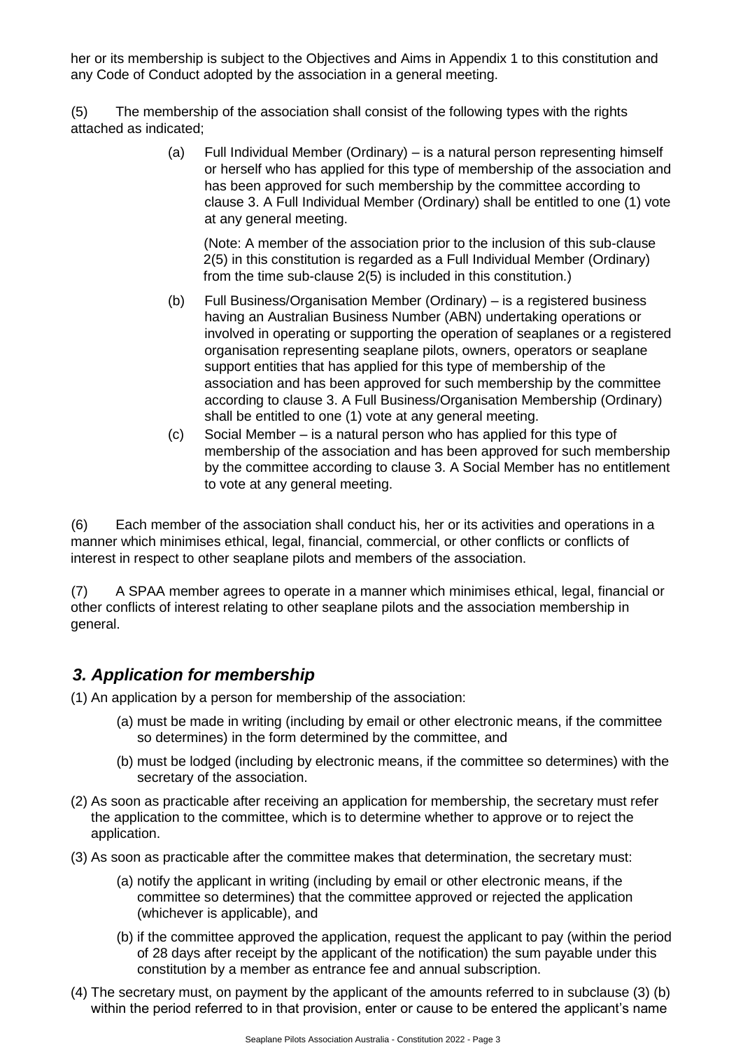her or its membership is subject to the Objectives and Aims in Appendix 1 to this constitution and any Code of Conduct adopted by the association in a general meeting.

(5) The membership of the association shall consist of the following types with the rights attached as indicated;

(a) Full Individual Member (Ordinary) – is a natural person representing himself or herself who has applied for this type of membership of the association and has been approved for such membership by the committee according to clause 3. A Full Individual Member (Ordinary) shall be entitled to one (1) vote at any general meeting.

(Note: A member of the association prior to the inclusion of this sub-clause 2(5) in this constitution is regarded as a Full Individual Member (Ordinary) from the time sub-clause 2(5) is included in this constitution.)

(b) Full Business/Organisation Member (Ordinary) – is a registered business having an Australian Business Number (ABN) undertaking operations or involved in operating or supporting the operation of seaplanes or a registered organisation representing seaplane pilots, owners, operators or seaplane support entities that has applied for this type of membership of the association and has been approved for such membership by the committee according to clause 3. A Full Business/Organisation Membership (Ordinary) shall be entitled to one (1) vote at any general meeting.

(c) Social Member – is a natural person who has applied for this type of membership of the association and has been approved for such membership by the committee according to clause 3. A Social Member has no entitlement to vote at any general meeting.

(6) Each member of the association shall conduct his, her or its activities and operations in a manner which minimises ethical, legal, financial, commercial, or other conflicts or conflicts of interest in respect to other seaplane pilots and members of the association.

(7) A SPAA member agrees to operate in a manner which minimises ethical, legal, financial or other conflicts of interest relating to other seaplane pilots and the association membership in general.

## *3. Application for membership*

(1) An application by a person for membership of the association:

(a) must be made in writing (including by email or other electronic means, if the committee so determines) in the form determined by the committee, and

(b) must be lodged (including by electronic means, if the committee so determines) with the secretary of the association.

(2) As soon as practicable after receiving an application for membership, the secretary must refer the application to the committee, which is to determine whether to approve or to reject the application.

(3) As soon as practicable after the committee makes that determination, the secretary must:

(a) notify the applicant in writing (including by email or other electronic means, if the committee so determines) that the committee approved or rejected the application (whichever is applicable), and

(b) if the committee approved the application, request the applicant to pay (within the period of 28 days after receipt by the applicant of the notification) the sum payable under this constitution by a member as entrance fee and annual subscription.

(4) The secretary must, on payment by the applicant of the amounts referred to in subclause (3) (b) within the period referred to in that provision, enter or cause to be entered the applicant's name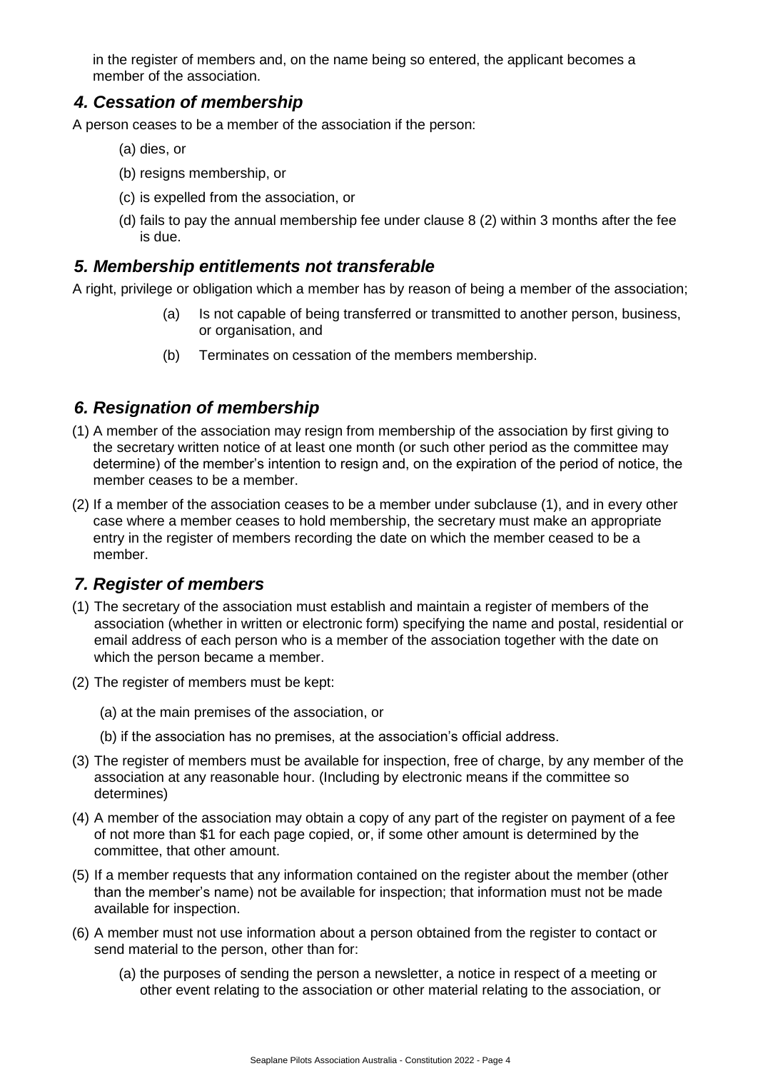in the register of members and, on the name being so entered, the applicant becomes a member of the association.

## *4. Cessation of membership*

A person ceases to be a member of the association if the person:

(a) dies, or

(b) resigns membership, or

(c) is expelled from the association, or

(d) fails to pay the annual membership fee under clause 8 (2) within 3 months after the fee is due.

## *5. Membership entitlements not transferable*

A right, privilege or obligation which a member has by reason of being a member of the association;

(a) Is not capable of being transferred or transmitted to another person, business, or organisation, and

(b) Terminates on cessation of the members membership.

## *6. Resignation of membership*

(1) A member of the association may resign from membership of the association by first giving to the secretary written notice of at least one month (or such other period as the committee may determine) of the member's intention to resign and, on the expiration of the period of notice, the member ceases to be a member.

(2) If a member of the association ceases to be a member under subclause (1), and in every other case where a member ceases to hold membership, the secretary must make an appropriate entry in the register of members recording the date on which the member ceased to be a member.

## *7. Register of members*

(1) The secretary of the association must establish and maintain a register of members of the association (whether in written or electronic form) specifying the name and postal, residential or email address of each person who is a member of the association together with the date on which the person became a member.

(2) The register of members must be kept:

(a) at the main premises of the association, or

(b) if the association has no premises, at the association's official address.

(3) The register of members must be available for inspection, free of charge, by any member of the association at any reasonable hour. (Including by electronic means if the committee so determines)

(4) A member of the association may obtain a copy of any part of the register on payment of a fee of not more than $1 for each page copied, or, if some other amount is determined by the committee, that other amount.

(5) If a member requests that any information contained on the register about the member (other than the member's name) not be available for inspection; that information must not be made available for inspection.

(6) A member must not use information about a person obtained from the register to contact or send material to the person, other than for:

(a) the purposes of sending the person a newsletter, a notice in respect of a meeting or other event relating to the association or other material relating to the association, or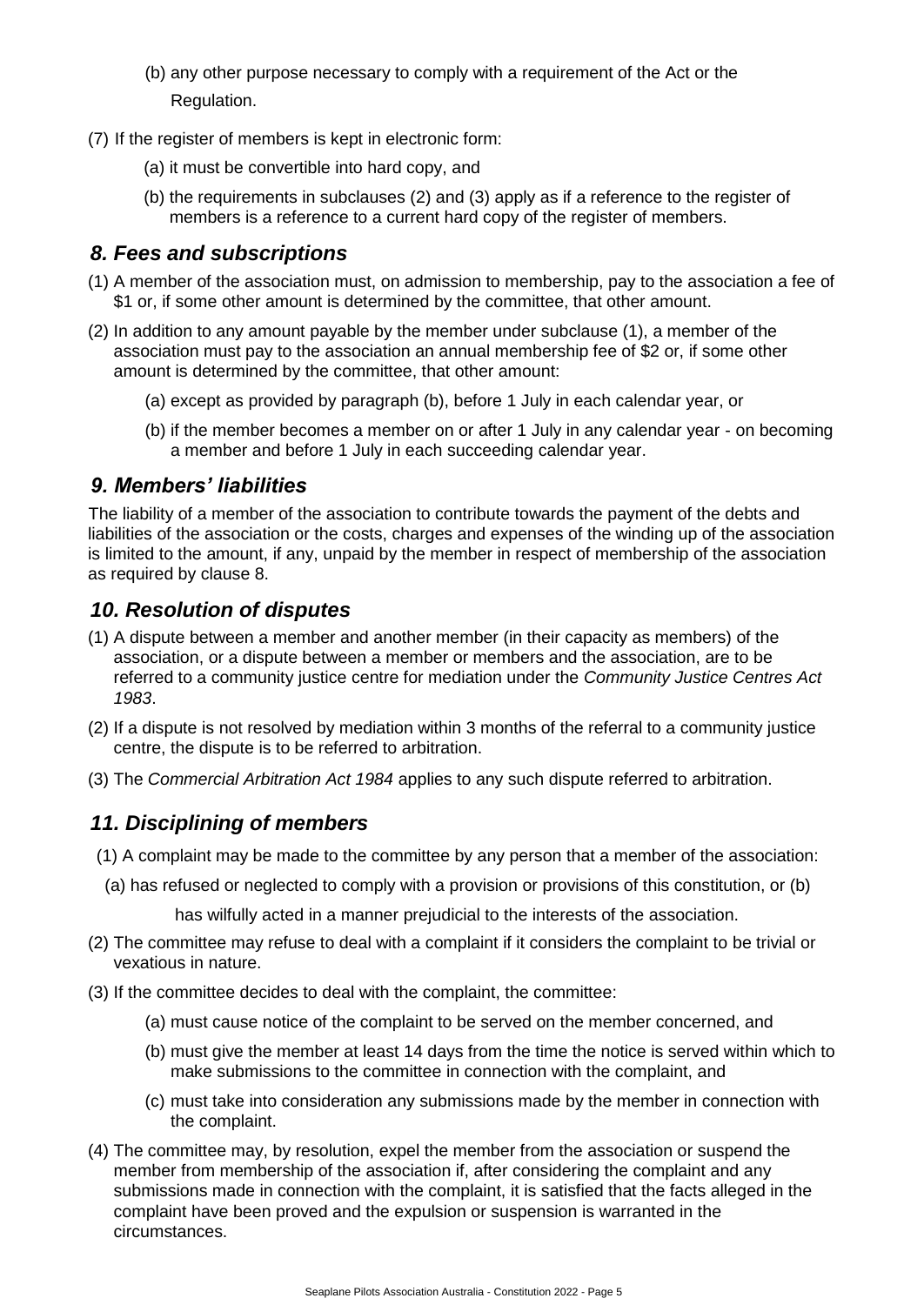(b) any other purpose necessary to comply with a requirement of the Act or the Regulation.

(7) If the register of members is kept in electronic form:

(a) it must be convertible into hard copy, and

(b) the requirements in subclauses (2) and (3) apply as if a reference to the register of members is a reference to a current hard copy of the register of members.

## *8. Fees and subscriptions*

(1) A member of the association must, on admission to membership, pay to the association a fee of $1 or, if some other amount is determined by the committee, that other amount.

(2) In addition to any amount payable by the member under subclause (1), a member of the association must pay to the association an annual membership fee of $2 or, if some other amount is determined by the committee, that other amount:

(a) except as provided by paragraph (b), before 1 July in each calendar year, or

(b) if the member becomes a member on or after 1 July in any calendar year - on becoming a member and before 1 July in each succeeding calendar year.

## *9. Members' liabilities*

The liability of a member of the association to contribute towards the payment of the debts and liabilities of the association or the costs, charges and expenses of the winding up of the association is limited to the amount, if any, unpaid by the member in respect of membership of the association as required by clause 8.

## *10. Resolution of disputes*

(1) A dispute between a member and another member (in their capacity as members) of the association, or a dispute between a member or members and the association, are to be referred to a community justice centre for mediation under the *Community Justice Centres Act 1983*.

(2) If a dispute is not resolved by mediation within 3 months of the referral to a community justice centre, the dispute is to be referred to arbitration.

(3) The *Commercial Arbitration Act 1984* applies to any such dispute referred to arbitration.

## *11. Disciplining of members*

(1) A complaint may be made to the committee by any person that a member of the association:

(a) has refused or neglected to comply with a provision or provisions of this constitution, or (b) has wilfully acted in a manner prejudicial to the interests of the association.

(2) The committee may refuse to deal with a complaint if it considers the complaint to be trivial or vexatious in nature.

(3) If the committee decides to deal with the complaint, the committee:

(a) must cause notice of the complaint to be served on the member concerned, and

(b) must give the member at least 14 days from the time the notice is served within which to make submissions to the committee in connection with the complaint, and

(c) must take into consideration any submissions made by the member in connection with the complaint.

(4) The committee may, by resolution, expel the member from the association or suspend the member from membership of the association if, after considering the complaint and any submissions made in connection with the complaint, it is satisfied that the facts alleged in the complaint have been proved and the expulsion or suspension is warranted in the circumstances.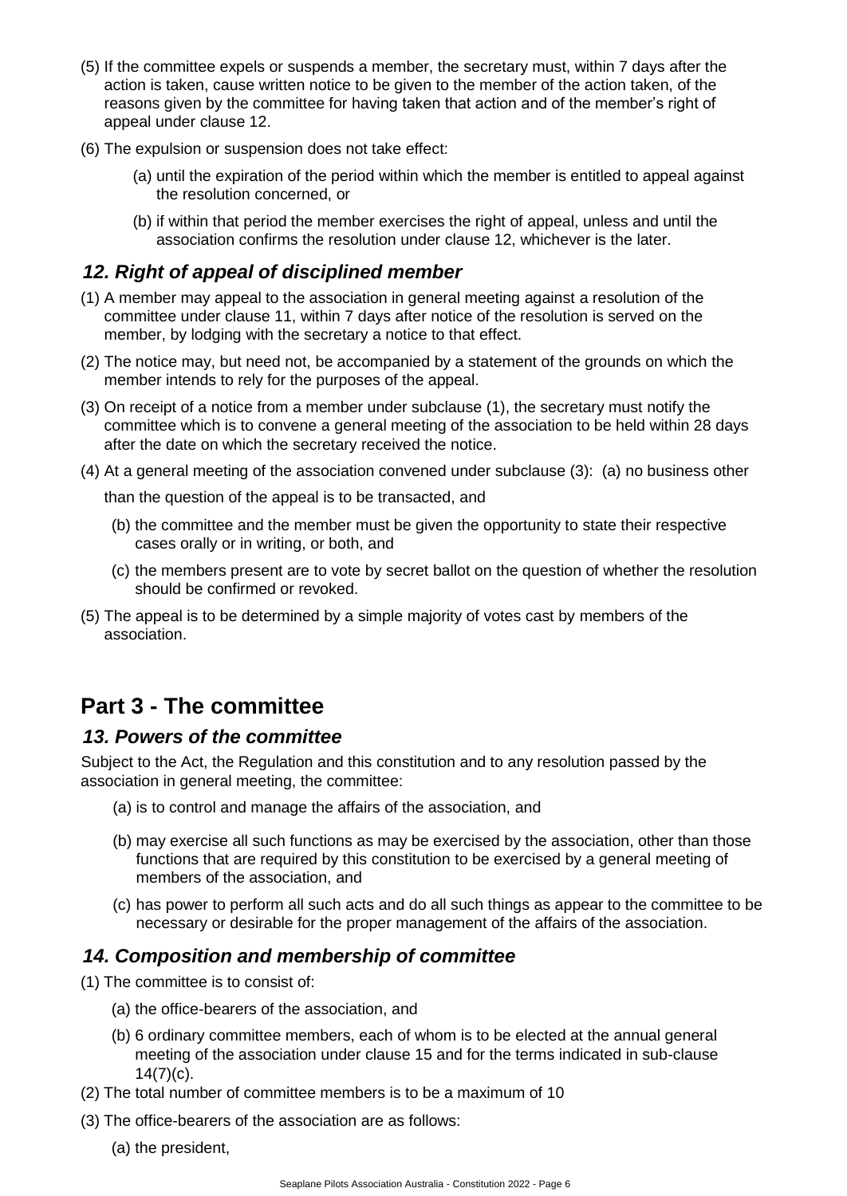(5) If the committee expels or suspends a member, the secretary must, within 7 days after the action is taken, cause written notice to be given to the member of the action taken, of the reasons given by the committee for having taken that action and of the member's right of appeal under clause 12.

(6) The expulsion or suspension does not take effect:

(a) until the expiration of the period within which the member is entitled to appeal against the resolution concerned, or

(b) if within that period the member exercises the right of appeal, unless and until the association confirms the resolution under clause 12, whichever is the later.

### *12. Right of appeal of disciplined member*

(1) A member may appeal to the association in general meeting against a resolution of the committee under clause 11, within 7 days after notice of the resolution is served on the member, by lodging with the secretary a notice to that effect.

(2) The notice may, but need not, be accompanied by a statement of the grounds on which the member intends to rely for the purposes of the appeal.

(3) On receipt of a notice from a member under subclause (1), the secretary must notify the committee which is to convene a general meeting of the association to be held within 28 days after the date on which the secretary received the notice.

(4) At a general meeting of the association convened under subclause (3): (a) no business other than the question of the appeal is to be transacted, and

(b) the committee and the member must be given the opportunity to state their respective cases orally or in writing, or both, and

(c) the members present are to vote by secret ballot on the question of whether the resolution should be confirmed or revoked.

(5) The appeal is to be determined by a simple majority of votes cast by members of the association.

## Part 3 - The committee

### *13. Powers of the committee*

Subject to the Act, the Regulation and this constitution and to any resolution passed by the association in general meeting, the committee:

(a) is to control and manage the affairs of the association, and

(b) may exercise all such functions as may be exercised by the association, other than those functions that are required by this constitution to be exercised by a general meeting of members of the association, and

(c) has power to perform all such acts and do all such things as appear to the committee to be necessary or desirable for the proper management of the affairs of the association.

### *14. Composition and membership of committee*

(1) The committee is to consist of:

(a) the office-bearers of the association, and

(b) 6 ordinary committee members, each of whom is to be elected at the annual general meeting of the association under clause 15 and for the terms indicated in sub-clause 14(7)(c).

(2) The total number of committee members is to be a maximum of 10

(3) The office-bearers of the association are as follows:

(a) the president,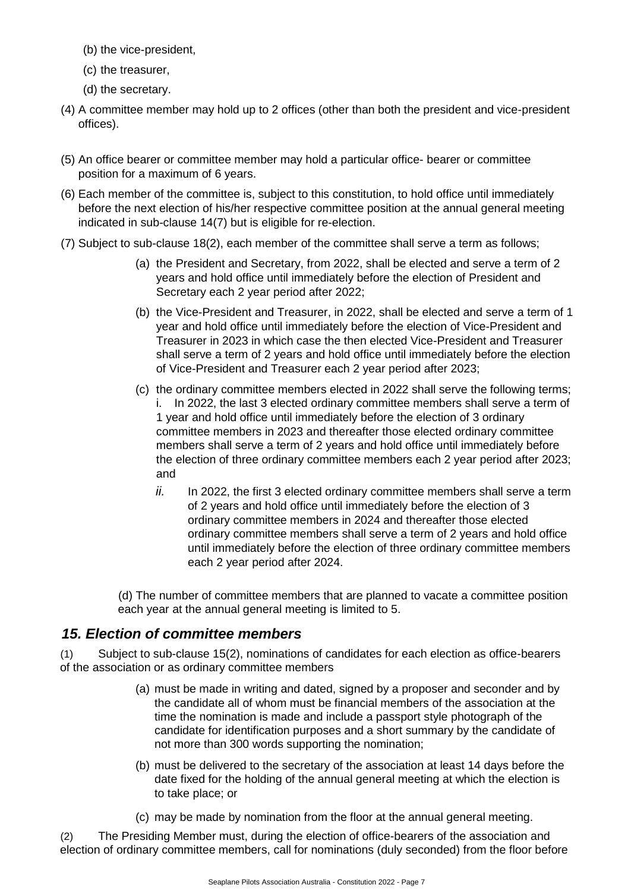(b) the vice-president,

(c) the treasurer,

(d) the secretary.

(4) A committee member may hold up to 2 offices (other than both the president and vice-president offices).

(5) An office bearer or committee member may hold a particular office- bearer or committee position for a maximum of 6 years.

(6) Each member of the committee is, subject to this constitution, to hold office until immediately before the next election of his/her respective committee position at the annual general meeting indicated in sub-clause 14(7) but is eligible for re-election.

(7) Subject to sub-clause 18(2), each member of the committee shall serve a term as follows;

(a) the President and Secretary, from 2022, shall be elected and serve a term of 2 years and hold office until immediately before the election of President and Secretary each 2 year period after 2022;

(b) the Vice-President and Treasurer, in 2022, shall be elected and serve a term of 1 year and hold office until immediately before the election of Vice-President and Treasurer in 2023 in which case the then elected Vice-President and Treasurer shall serve a term of 2 years and hold office until immediately before the election of Vice-President and Treasurer each 2 year period after 2023;

(c) the ordinary committee members elected in 2022 shall serve the following terms;

i. In 2022, the last 3 elected ordinary committee members shall serve a term of 1 year and hold office until immediately before the election of 3 ordinary committee members in 2023 and thereafter those elected ordinary committee members shall serve a term of 2 years and hold office until immediately before the election of three ordinary committee members each 2 year period after 2023; and

*ii.* In 2022, the first 3 elected ordinary committee members shall serve a term of 2 years and hold office until immediately before the election of 3 ordinary committee members in 2024 and thereafter those elected ordinary committee members shall serve a term of 2 years and hold office until immediately before the election of three ordinary committee members each 2 year period after 2024.

(d) The number of committee members that are planned to vacate a committee position each year at the annual general meeting is limited to 5.

## *15. Election of committee members*

(1) Subject to sub-clause 15(2), nominations of candidates for each election as office-bearers of the association or as ordinary committee members

(a) must be made in writing and dated, signed by a proposer and seconder and by the candidate all of whom must be financial members of the association at the time the nomination is made and include a passport style photograph of the candidate for identification purposes and a short summary by the candidate of not more than 300 words supporting the nomination;

(b) must be delivered to the secretary of the association at least 14 days before the date fixed for the holding of the annual general meeting at which the election is to take place; or

(c) may be made by nomination from the floor at the annual general meeting.

(2) The Presiding Member must, during the election of office-bearers of the association and election of ordinary committee members, call for nominations (duly seconded) from the floor before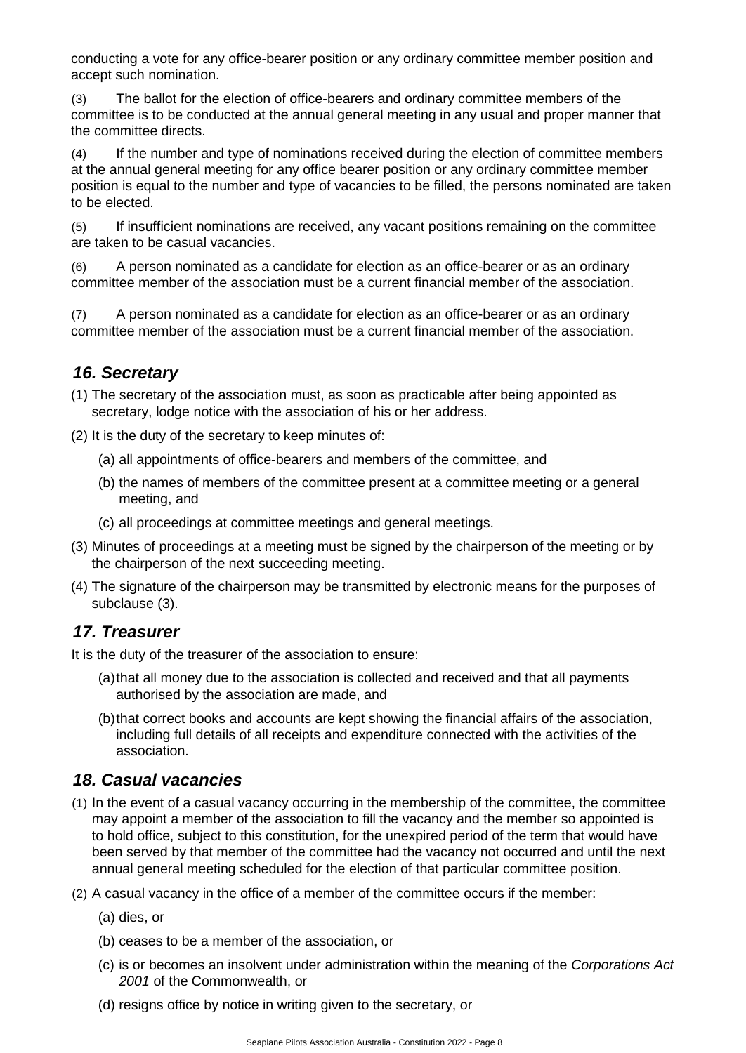conducting a vote for any office-bearer position or any ordinary committee member position and accept such nomination.

(3) The ballot for the election of office-bearers and ordinary committee members of the committee is to be conducted at the annual general meeting in any usual and proper manner that the committee directs.

(4) If the number and type of nominations received during the election of committee members at the annual general meeting for any office bearer position or any ordinary committee member position is equal to the number and type of vacancies to be filled, the persons nominated are taken to be elected.

(5) If insufficient nominations are received, any vacant positions remaining on the committee are taken to be casual vacancies.

(6) A person nominated as a candidate for election as an office-bearer or as an ordinary committee member of the association must be a current financial member of the association.

(7) A person nominated as a candidate for election as an office-bearer or as an ordinary committee member of the association must be a current financial member of the association.

## *16. Secretary*

(1) The secretary of the association must, as soon as practicable after being appointed as secretary, lodge notice with the association of his or her address.

(2) It is the duty of the secretary to keep minutes of:

(a) all appointments of office-bearers and members of the committee, and

(b) the names of members of the committee present at a committee meeting or a general meeting, and

(c) all proceedings at committee meetings and general meetings.

(3) Minutes of proceedings at a meeting must be signed by the chairperson of the meeting or by the chairperson of the next succeeding meeting.

(4) The signature of the chairperson may be transmitted by electronic means for the purposes of subclause (3).

## *17. Treasurer*

It is the duty of the treasurer of the association to ensure:

(a) that all money due to the association is collected and received and that all payments authorised by the association are made, and

(b) that correct books and accounts are kept showing the financial affairs of the association, including full details of all receipts and expenditure connected with the activities of the association.

## *18. Casual vacancies*

(1) In the event of a casual vacancy occurring in the membership of the committee, the committee may appoint a member of the association to fill the vacancy and the member so appointed is to hold office, subject to this constitution, for the unexpired period of the term that would have been served by that member of the committee had the vacancy not occurred and until the next annual general meeting scheduled for the election of that particular committee position.

(2) A casual vacancy in the office of a member of the committee occurs if the member:

(a) dies, or

(b) ceases to be a member of the association, or

(c) is or becomes an insolvent under administration within the meaning of the *Corporations Act 2001* of the Commonwealth, or

(d) resigns office by notice in writing given to the secretary, or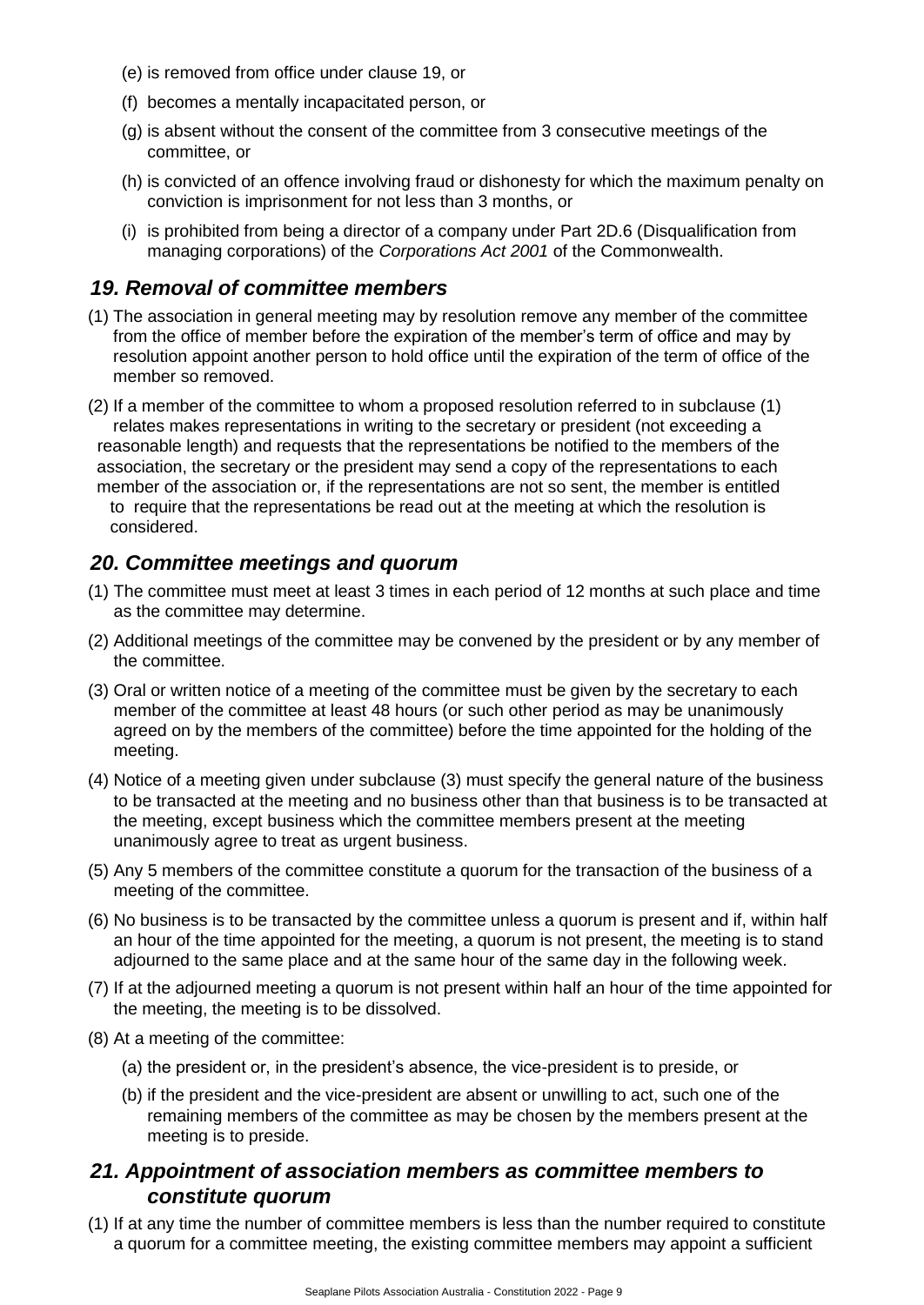(e) is removed from office under clause 19, or

(f) becomes a mentally incapacitated person, or

(g) is absent without the consent of the committee from 3 consecutive meetings of the committee, or

(h) is convicted of an offence involving fraud or dishonesty for which the maximum penalty on conviction is imprisonment for not less than 3 months, or

(i) is prohibited from being a director of a company under Part 2D.6 (Disqualification from managing corporations) of the *Corporations Act 2001* of the Commonwealth.

## *19. Removal of committee members*

(1) The association in general meeting may by resolution remove any member of the committee from the office of member before the expiration of the member's term of office and may by resolution appoint another person to hold office until the expiration of the term of office of the member so removed.

(2) If a member of the committee to whom a proposed resolution referred to in subclause (1) relates makes representations in writing to the secretary or president (not exceeding a reasonable length) and requests that the representations be notified to the members of the association, the secretary or the president may send a copy of the representations to each member of the association or, if the representations are not so sent, the member is entitled to require that the representations be read out at the meeting at which the resolution is considered.

## *20. Committee meetings and quorum*

(1) The committee must meet at least 3 times in each period of 12 months at such place and time as the committee may determine.

(2) Additional meetings of the committee may be convened by the president or by any member of the committee.

(3) Oral or written notice of a meeting of the committee must be given by the secretary to each member of the committee at least 48 hours (or such other period as may be unanimously agreed on by the members of the committee) before the time appointed for the holding of the meeting.

(4) Notice of a meeting given under subclause (3) must specify the general nature of the business to be transacted at the meeting and no business other than that business is to be transacted at the meeting, except business which the committee members present at the meeting unanimously agree to treat as urgent business.

(5) Any 5 members of the committee constitute a quorum for the transaction of the business of a meeting of the committee.

(6) No business is to be transacted by the committee unless a quorum is present and if, within half an hour of the time appointed for the meeting, a quorum is not present, the meeting is to stand adjourned to the same place and at the same hour of the same day in the following week.

(7) If at the adjourned meeting a quorum is not present within half an hour of the time appointed for the meeting, the meeting is to be dissolved.

(8) At a meeting of the committee:

(a) the president or, in the president's absence, the vice-president is to preside, or

(b) if the president and the vice-president are absent or unwilling to act, such one of the remaining members of the committee as may be chosen by the members present at the meeting is to preside.

## *21. Appointment of association members as committee members to constitute quorum*

(1) If at any time the number of committee members is less than the number required to constitute a quorum for a committee meeting, the existing committee members may appoint a sufficient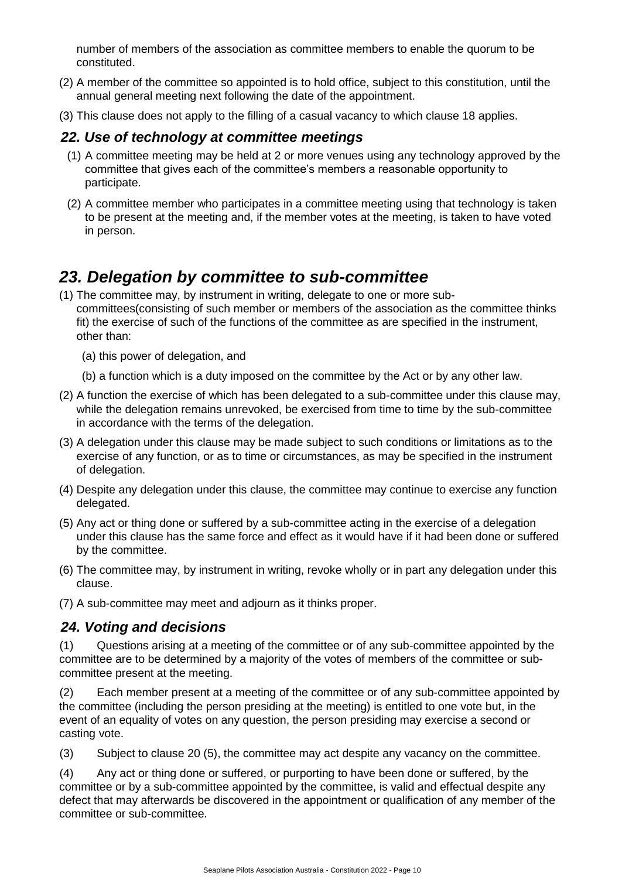number of members of the association as committee members to enable the quorum to be constituted.

(2) A member of the committee so appointed is to hold office, subject to this constitution, until the annual general meeting next following the date of the appointment.

(3) This clause does not apply to the filling of a casual vacancy to which clause 18 applies.

### *22. Use of technology at committee meetings*

(1) A committee meeting may be held at 2 or more venues using any technology approved by the committee that gives each of the committee's members a reasonable opportunity to participate.

(2) A committee member who participates in a committee meeting using that technology is taken to be present at the meeting and, if the member votes at the meeting, is taken to have voted in person.

## *23. Delegation by committee to sub-committee*

(1) The committee may, by instrument in writing, delegate to one or more sub-committees(consisting of such member or members of the association as the committee thinks fit) the exercise of such of the functions of the committee as are specified in the instrument, other than:

(a) this power of delegation, and

(b) a function which is a duty imposed on the committee by the Act or by any other law.

(2) A function the exercise of which has been delegated to a sub-committee under this clause may, while the delegation remains unrevoked, be exercised from time to time by the sub-committee in accordance with the terms of the delegation.

(3) A delegation under this clause may be made subject to such conditions or limitations as to the exercise of any function, or as to time or circumstances, as may be specified in the instrument of delegation.

(4) Despite any delegation under this clause, the committee may continue to exercise any function delegated.

(5) Any act or thing done or suffered by a sub-committee acting in the exercise of a delegation under this clause has the same force and effect as it would have if it had been done or suffered by the committee.

(6) The committee may, by instrument in writing, revoke wholly or in part any delegation under this clause.

(7) A sub-committee may meet and adjourn as it thinks proper.

### *24. Voting and decisions*

(1) Questions arising at a meeting of the committee or of any sub-committee appointed by the committee are to be determined by a majority of the votes of members of the committee or sub-committee present at the meeting.

(2) Each member present at a meeting of the committee or of any sub-committee appointed by the committee (including the person presiding at the meeting) is entitled to one vote but, in the event of an equality of votes on any question, the person presiding may exercise a second or casting vote.

(3) Subject to clause 20 (5), the committee may act despite any vacancy on the committee.

(4) Any act or thing done or suffered, or purporting to have been done or suffered, by the committee or by a sub-committee appointed by the committee, is valid and effectual despite any defect that may afterwards be discovered in the appointment or qualification of any member of the committee or sub-committee.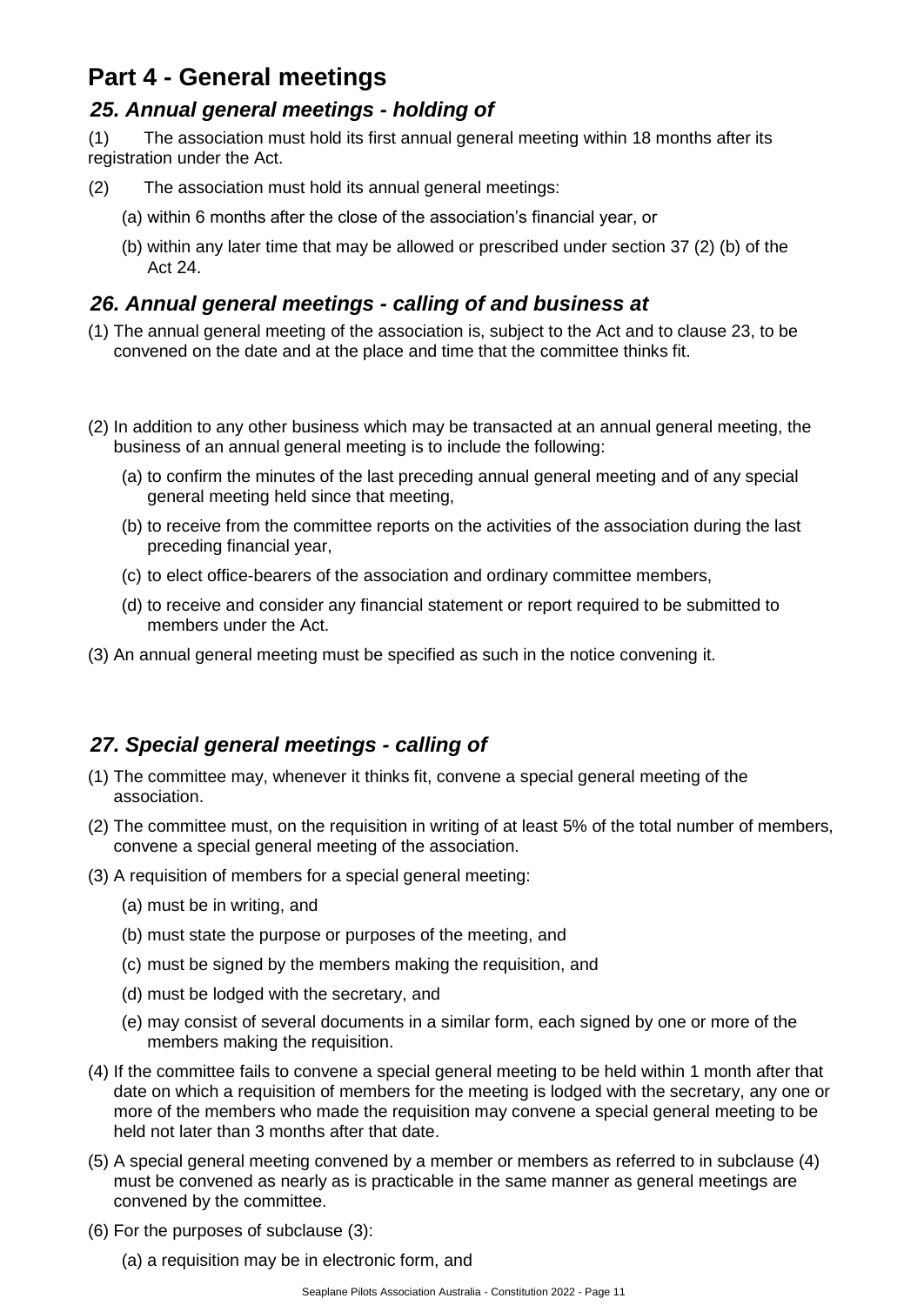## Part 4 - General meetings

### *25. Annual general meetings - holding of*

(1) The association must hold its first annual general meeting within 18 months after its registration under the Act.

(2) The association must hold its annual general meetings:

- (a) within 6 months after the close of the association's financial year, or
- (b) within any later time that may be allowed or prescribed under section 37 (2) (b) of the Act 24.

### *26. Annual general meetings - calling of and business at*

(1) The annual general meeting of the association is, subject to the Act and to clause 23, to be convened on the date and at the place and time that the committee thinks fit.

(2) In addition to any other business which may be transacted at an annual general meeting, the business of an annual general meeting is to include the following:

- (a) to confirm the minutes of the last preceding annual general meeting and of any special general meeting held since that meeting,
- (b) to receive from the committee reports on the activities of the association during the last preceding financial year,
- (c) to elect office-bearers of the association and ordinary committee members,
- (d) to receive and consider any financial statement or report required to be submitted to members under the Act.

(3) An annual general meeting must be specified as such in the notice convening it.

### *27. Special general meetings - calling of*

(1) The committee may, whenever it thinks fit, convene a special general meeting of the association.

(2) The committee must, on the requisition in writing of at least 5% of the total number of members, convene a special general meeting of the association.

(3) A requisition of members for a special general meeting:

- (a) must be in writing, and
- (b) must state the purpose or purposes of the meeting, and
- (c) must be signed by the members making the requisition, and
- (d) must be lodged with the secretary, and
- (e) may consist of several documents in a similar form, each signed by one or more of the members making the requisition.

(4) If the committee fails to convene a special general meeting to be held within 1 month after that date on which a requisition of members for the meeting is lodged with the secretary, any one or more of the members who made the requisition may convene a special general meeting to be held not later than 3 months after that date.

(5) A special general meeting convened by a member or members as referred to in subclause (4) must be convened as nearly as is practicable in the same manner as general meetings are convened by the committee.

(6) For the purposes of subclause (3):

- (a) a requisition may be in electronic form, and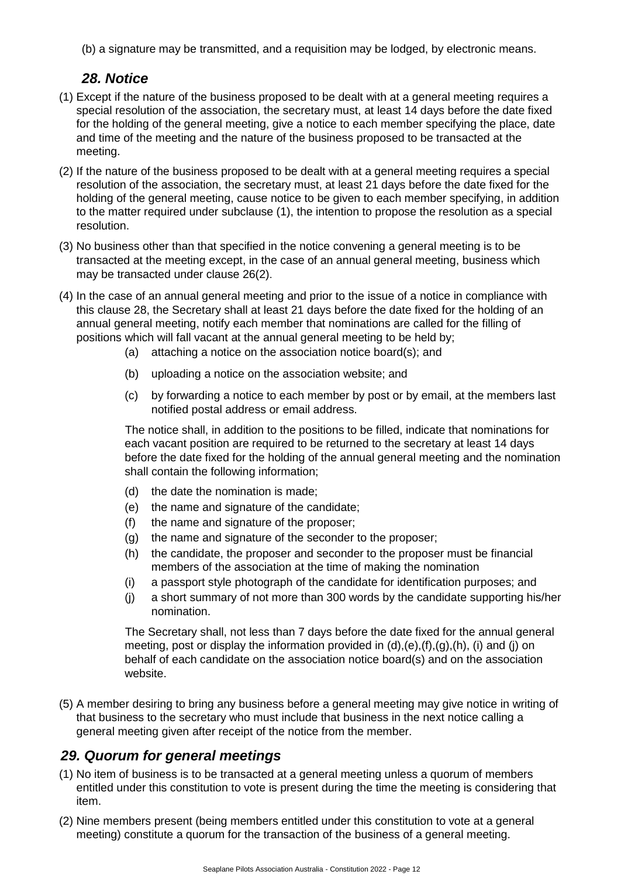(b) a signature may be transmitted, and a requisition may be lodged, by electronic means.

## *28. Notice*

(1) Except if the nature of the business proposed to be dealt with at a general meeting requires a special resolution of the association, the secretary must, at least 14 days before the date fixed for the holding of the general meeting, give a notice to each member specifying the place, date and time of the meeting and the nature of the business proposed to be transacted at the meeting.

(2) If the nature of the business proposed to be dealt with at a general meeting requires a special resolution of the association, the secretary must, at least 21 days before the date fixed for the holding of the general meeting, cause notice to be given to each member specifying, in addition to the matter required under subclause (1), the intention to propose the resolution as a special resolution.

(3) No business other than that specified in the notice convening a general meeting is to be transacted at the meeting except, in the case of an annual general meeting, business which may be transacted under clause 26(2).

(4) In the case of an annual general meeting and prior to the issue of a notice in compliance with this clause 28, the Secretary shall at least 21 days before the date fixed for the holding of an annual general meeting, notify each member that nominations are called for the filling of positions which will fall vacant at the annual general meeting to be held by;

   (a) attaching a notice on the association notice board(s); and

   (b) uploading a notice on the association website; and

   (c) by forwarding a notice to each member by post or by email, at the members last notified postal address or email address.

   The notice shall, in addition to the positions to be filled, indicate that nominations for each vacant position are required to be returned to the secretary at least 14 days before the date fixed for the holding of the annual general meeting and the nomination shall contain the following information;

   (d) the date the nomination is made;
   (e) the name and signature of the candidate;
   (f) the name and signature of the proposer;
   (g) the name and signature of the seconder to the proposer;
   (h) the candidate, the proposer and seconder to the proposer must be financial members of the association at the time of making the nomination
   (i) a passport style photograph of the candidate for identification purposes; and
   (j) a short summary of not more than 300 words by the candidate supporting his/her nomination.

   The Secretary shall, not less than 7 days before the date fixed for the annual general meeting, post or display the information provided in (d),(e),(f),(g),(h), (i) and (j) on behalf of each candidate on the association notice board(s) and on the association website.

(5) A member desiring to bring any business before a general meeting may give notice in writing of that business to the secretary who must include that business in the next notice calling a general meeting given after receipt of the notice from the member.

## *29. Quorum for general meetings*

(1) No item of business is to be transacted at a general meeting unless a quorum of members entitled under this constitution to vote is present during the time the meeting is considering that item.

(2) Nine members present (being members entitled under this constitution to vote at a general meeting) constitute a quorum for the transaction of the business of a general meeting.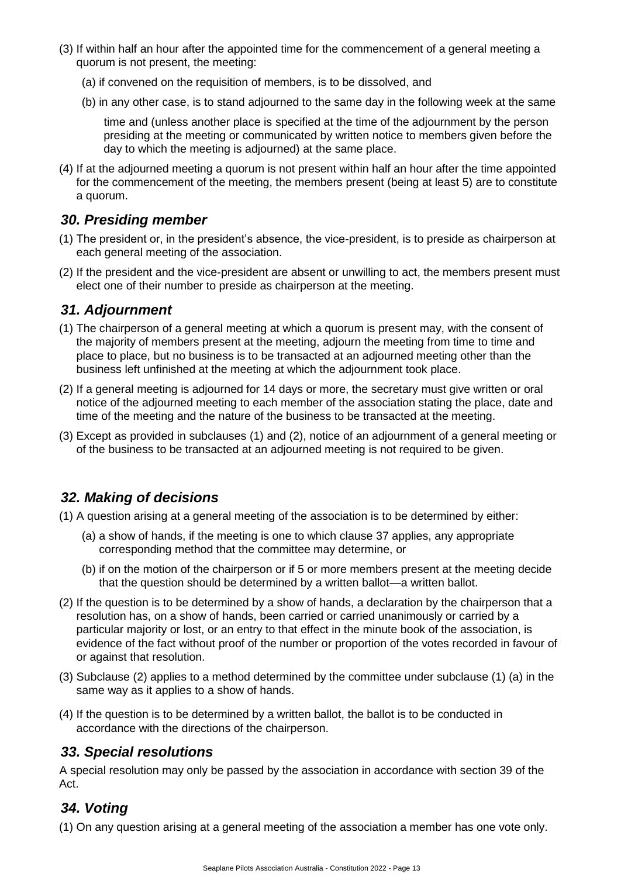(3) If within half an hour after the appointed time for the commencement of a general meeting a quorum is not present, the meeting:

   (a) if convened on the requisition of members, is to be dissolved, and

   (b) in any other case, is to stand adjourned to the same day in the following week at the same time and (unless another place is specified at the time of the adjournment by the person presiding at the meeting or communicated by written notice to members given before the day to which the meeting is adjourned) at the same place.

(4) If at the adjourned meeting a quorum is not present within half an hour after the time appointed for the commencement of the meeting, the members present (being at least 5) are to constitute a quorum.

### *30. Presiding member*

(1) The president or, in the president's absence, the vice-president, is to preside as chairperson at each general meeting of the association.

(2) If the president and the vice-president are absent or unwilling to act, the members present must elect one of their number to preside as chairperson at the meeting.

### *31. Adjournment*

(1) The chairperson of a general meeting at which a quorum is present may, with the consent of the majority of members present at the meeting, adjourn the meeting from time to time and place to place, but no business is to be transacted at an adjourned meeting other than the business left unfinished at the meeting at which the adjournment took place.

(2) If a general meeting is adjourned for 14 days or more, the secretary must give written or oral notice of the adjourned meeting to each member of the association stating the place, date and time of the meeting and the nature of the business to be transacted at the meeting.

(3) Except as provided in subclauses (1) and (2), notice of an adjournment of a general meeting or of the business to be transacted at an adjourned meeting is not required to be given.

### *32. Making of decisions*

(1) A question arising at a general meeting of the association is to be determined by either:

   (a) a show of hands, if the meeting is one to which clause 37 applies, any appropriate corresponding method that the committee may determine, or

   (b) if on the motion of the chairperson or if 5 or more members present at the meeting decide that the question should be determined by a written ballot—a written ballot.

(2) If the question is to be determined by a show of hands, a declaration by the chairperson that a resolution has, on a show of hands, been carried or carried unanimously or carried by a particular majority or lost, or an entry to that effect in the minute book of the association, is evidence of the fact without proof of the number or proportion of the votes recorded in favour of or against that resolution.

(3) Subclause (2) applies to a method determined by the committee under subclause (1) (a) in the same way as it applies to a show of hands.

(4) If the question is to be determined by a written ballot, the ballot is to be conducted in accordance with the directions of the chairperson.

### *33. Special resolutions*

A special resolution may only be passed by the association in accordance with section 39 of the Act.

### *34. Voting*

(1) On any question arising at a general meeting of the association a member has one vote only.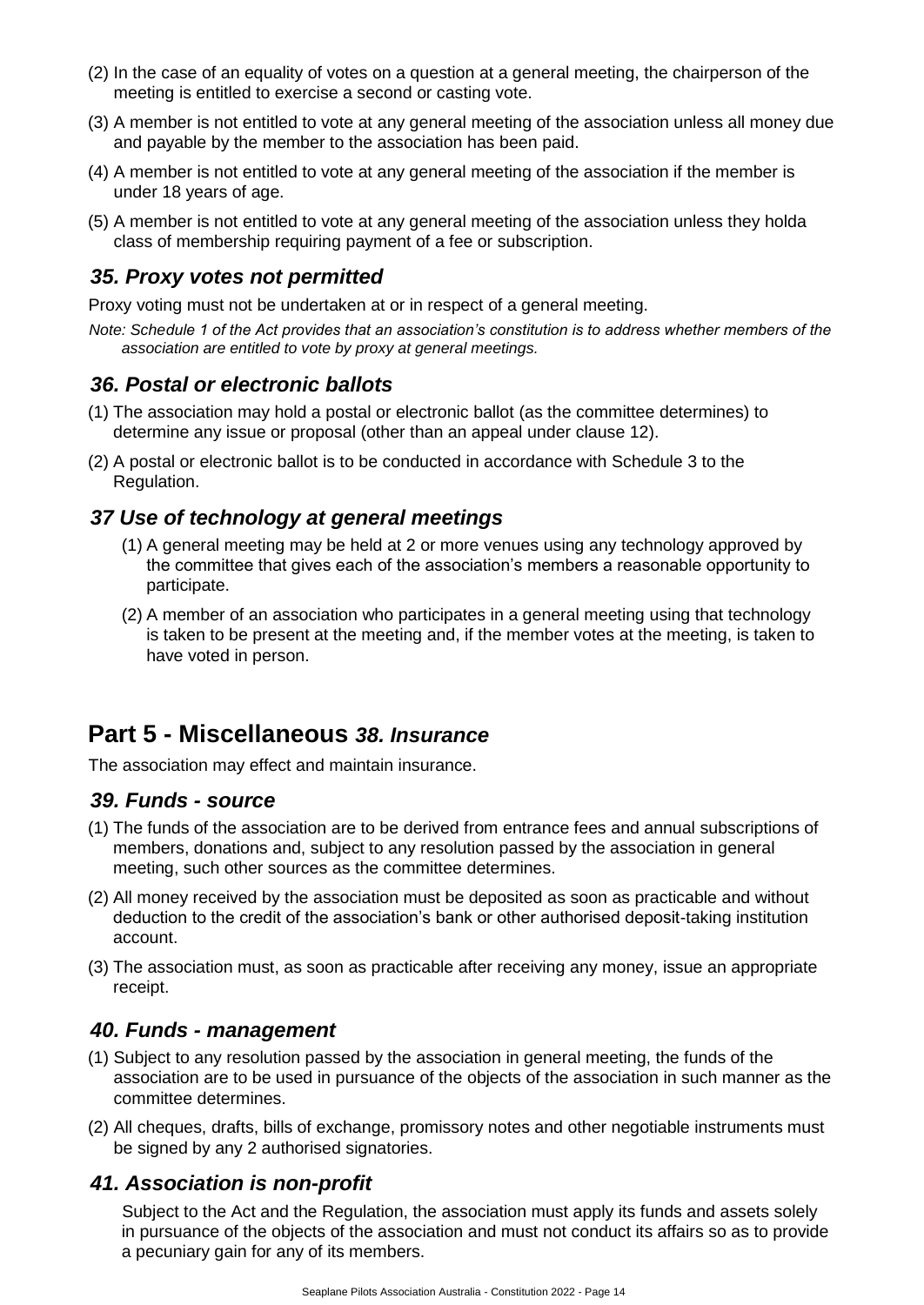(2) In the case of an equality of votes on a question at a general meeting, the chairperson of the meeting is entitled to exercise a second or casting vote.

(3) A member is not entitled to vote at any general meeting of the association unless all money due and payable by the member to the association has been paid.

(4) A member is not entitled to vote at any general meeting of the association if the member is under 18 years of age.

(5) A member is not entitled to vote at any general meeting of the association unless they holda class of membership requiring payment of a fee or subscription.

### *35. Proxy votes not permitted*

Proxy voting must not be undertaken at or in respect of a general meeting.

*Note: Schedule 1 of the Act provides that an association's constitution is to address whether members of the association are entitled to vote by proxy at general meetings.*

### *36. Postal or electronic ballots*

(1) The association may hold a postal or electronic ballot (as the committee determines) to determine any issue or proposal (other than an appeal under clause 12).

(2) A postal or electronic ballot is to be conducted in accordance with Schedule 3 to the Regulation.

### *37 Use of technology at general meetings*

(1) A general meeting may be held at 2 or more venues using any technology approved by the committee that gives each of the association's members a reasonable opportunity to participate.

(2) A member of an association who participates in a general meeting using that technology is taken to be present at the meeting and, if the member votes at the meeting, is taken to have voted in person.

## Part 5 - Miscellaneous *38. Insurance*

The association may effect and maintain insurance.

### *39. Funds - source*

(1) The funds of the association are to be derived from entrance fees and annual subscriptions of members, donations and, subject to any resolution passed by the association in general meeting, such other sources as the committee determines.

(2) All money received by the association must be deposited as soon as practicable and without deduction to the credit of the association's bank or other authorised deposit-taking institution account.

(3) The association must, as soon as practicable after receiving any money, issue an appropriate receipt.

### *40. Funds - management*

(1) Subject to any resolution passed by the association in general meeting, the funds of the association are to be used in pursuance of the objects of the association in such manner as the committee determines.

(2) All cheques, drafts, bills of exchange, promissory notes and other negotiable instruments must be signed by any 2 authorised signatories.

### *41. Association is non-profit*

Subject to the Act and the Regulation, the association must apply its funds and assets solely in pursuance of the objects of the association and must not conduct its affairs so as to provide a pecuniary gain for any of its members.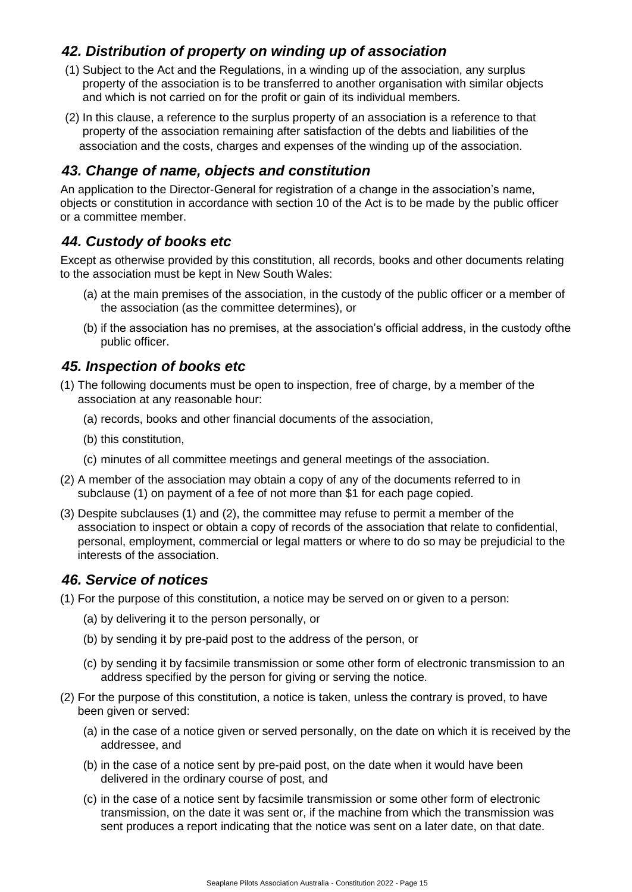## *42. Distribution of property on winding up of association*

(1) Subject to the Act and the Regulations, in a winding up of the association, any surplus property of the association is to be transferred to another organisation with similar objects and which is not carried on for the profit or gain of its individual members.

(2) In this clause, a reference to the surplus property of an association is a reference to that property of the association remaining after satisfaction of the debts and liabilities of the association and the costs, charges and expenses of the winding up of the association.

## *43. Change of name, objects and constitution*

An application to the Director-General for registration of a change in the association's name, objects or constitution in accordance with section 10 of the Act is to be made by the public officer or a committee member.

## *44. Custody of books etc*

Except as otherwise provided by this constitution, all records, books and other documents relating to the association must be kept in New South Wales:

(a) at the main premises of the association, in the custody of the public officer or a member of the association (as the committee determines), or

(b) if the association has no premises, at the association's official address, in the custody ofthe public officer.

## *45. Inspection of books etc*

(1) The following documents must be open to inspection, free of charge, by a member of the association at any reasonable hour:

(a) records, books and other financial documents of the association,

(b) this constitution,

(c) minutes of all committee meetings and general meetings of the association.

(2) A member of the association may obtain a copy of any of the documents referred to in subclause (1) on payment of a fee of not more than $1 for each page copied.

(3) Despite subclauses (1) and (2), the committee may refuse to permit a member of the association to inspect or obtain a copy of records of the association that relate to confidential, personal, employment, commercial or legal matters or where to do so may be prejudicial to the interests of the association.

## *46. Service of notices*

(1) For the purpose of this constitution, a notice may be served on or given to a person:

(a) by delivering it to the person personally, or

(b) by sending it by pre-paid post to the address of the person, or

(c) by sending it by facsimile transmission or some other form of electronic transmission to an address specified by the person for giving or serving the notice.

(2) For the purpose of this constitution, a notice is taken, unless the contrary is proved, to have been given or served:

(a) in the case of a notice given or served personally, on the date on which it is received by the addressee, and

(b) in the case of a notice sent by pre-paid post, on the date when it would have been delivered in the ordinary course of post, and

(c) in the case of a notice sent by facsimile transmission or some other form of electronic transmission, on the date it was sent or, if the machine from which the transmission was sent produces a report indicating that the notice was sent on a later date, on that date.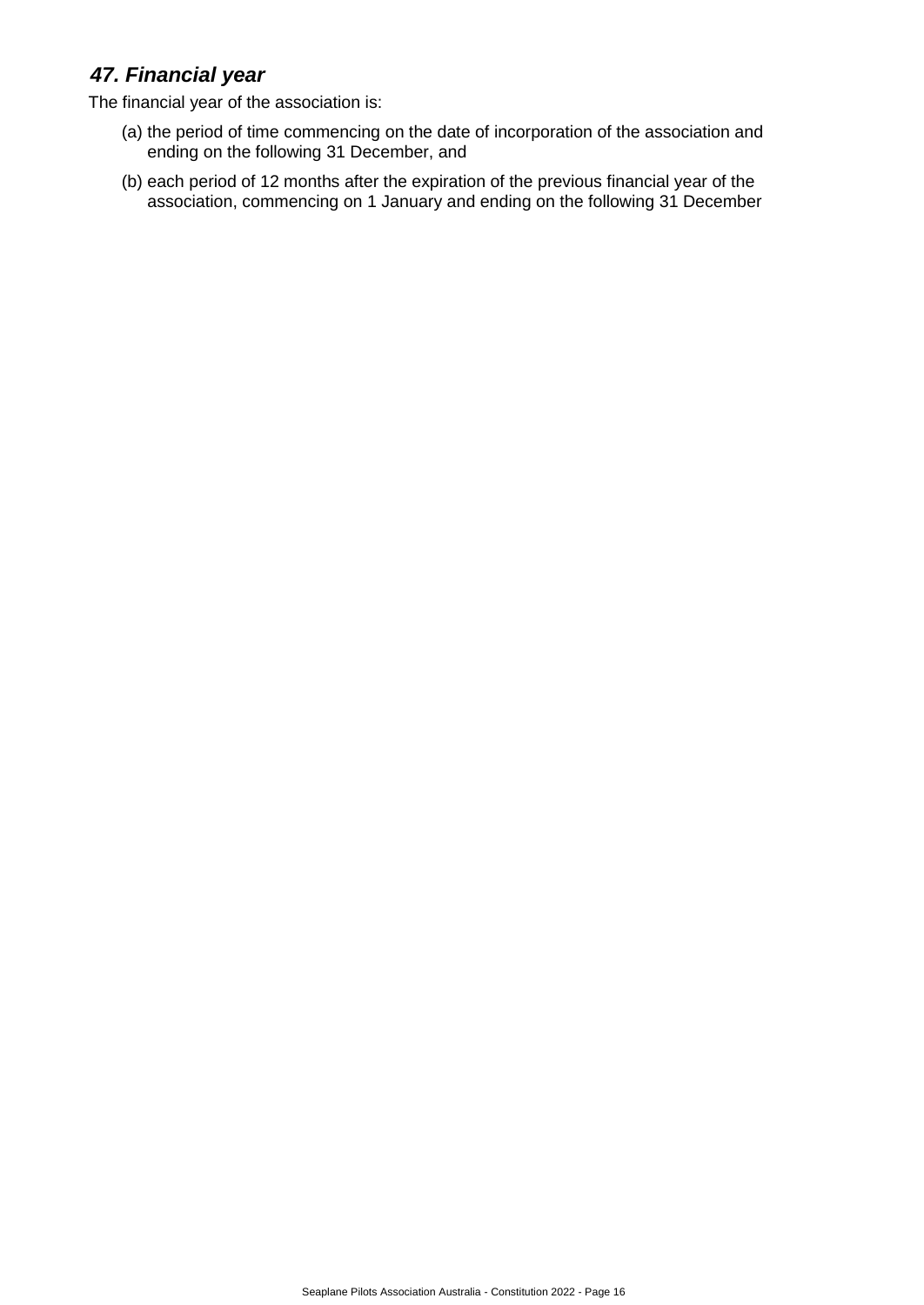### *47. Financial year*

The financial year of the association is:

(a) the period of time commencing on the date of incorporation of the association and ending on the following 31 December, and

(b) each period of 12 months after the expiration of the previous financial year of the association, commencing on 1 January and ending on the following 31 December